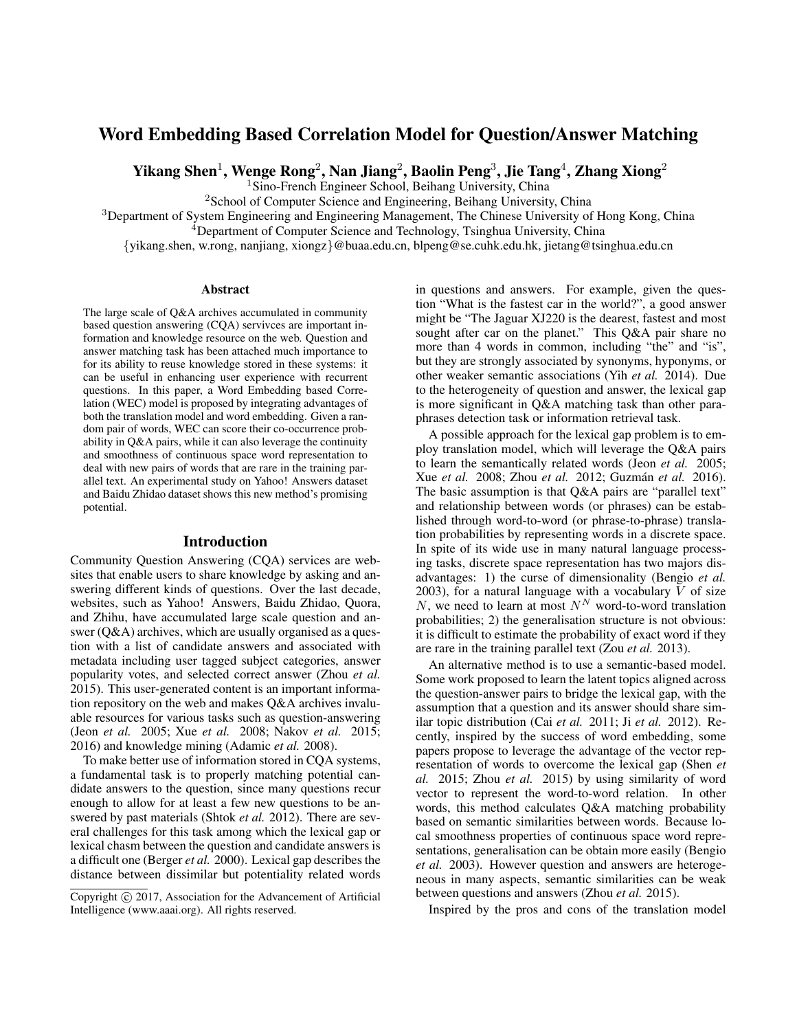# Word Embedding Based Correlation Model for Question/Answer Matching

**Yikang Shen**[1], **Wenge Rong**[2], **Nan Jiang**[2], **Baolin Peng**[3], **Jie Tang**[4], **Zhang Xiong**[2]

[1]Sino-French Engineer School, Beihang University, China

[2]School of Computer Science and Engineering, Beihang University, China

[3]Department of System Engineering and Engineering Management, The Chinese University of Hong Kong, China

[4]Department of Computer Science and Technology, Tsinghua University, China

{yikang.shen, w.rong, nanjiang, xiongz}@buaa.edu.cn, blpeng@se.cuhk.edu.hk, jietang@tsinghua.edu.cn

### Abstract

The large scale of Q&A archives accumulated in community based question answering (CQA) servivces are important information and knowledge resource on the web. Question and answer matching task has been attached much importance to for its ability to reuse knowledge stored in these systems: it can be useful in enhancing user experience with recurrent questions. In this paper, a Word Embedding based Correlation (WEC) model is proposed by integrating advantages of both the translation model and word embedding. Given a random pair of words, WEC can score their co-occurrence probability in Q&A pairs, while it can also leverage the continuity and smoothness of continuous space word representation to deal with new pairs of words that are rare in the training parallel text. An experimental study on Yahoo! Answers dataset and Baidu Zhidao dataset shows this new method's promising potential.

## Introduction

Community Question Answering (CQA) services are websites that enable users to share knowledge by asking and answering different kinds of questions. Over the last decade, websites, such as Yahoo! Answers, Baidu Zhidao, Quora, and Zhihu, have accumulated large scale question and answer (Q&A) archives, which are usually organised as a question with a list of candidate answers and associated with metadata including user tagged subject categories, answer popularity votes, and selected correct answer (Zhou *et al.* 2015). This user-generated content is an important information repository on the web and makes Q&A archives invaluable resources for various tasks such as question-answering (Jeon *et al.* 2005; Xue *et al.* 2008; Nakov *et al.* 2015; 2016) and knowledge mining (Adamic *et al.* 2008).

To make better use of information stored in CQA systems, a fundamental task is to properly matching potential candidate answers to the question, since many questions recur enough to allow for at least a few new questions to be answered by past materials (Shtok *et al.* 2012). There are several challenges for this task among which the lexical gap or lexical chasm between the question and candidate answers is a difficult one (Berger *et al.* 2000). Lexical gap describes the distance between dissimilar but potentiality related words in questions and answers. For example, given the question "What is the fastest car in the world?", a good answer might be "The Jaguar XJ220 is the dearest, fastest and most sought after car on the planet." This Q&A pair share no more than 4 words in common, including "the" and "is", but they are strongly associated by synonyms, hyponyms, or other weaker semantic associations (Yih *et al.* 2014). Due to the heterogeneity of question and answer, the lexical gap is more significant in Q&A matching task than other paraphrases detection task or information retrieval task.

A possible approach for the lexical gap problem is to employ translation model, which will leverage the Q&A pairs to learn the semantically related words (Jeon *et al.* 2005; Xue *et al.* 2008; Zhou *et al.* 2012; Guzmán *et al.* 2016). The basic assumption is that Q&A pairs are "parallel text" and relationship between words (or phrases) can be established through word-to-word (or phrase-to-phrase) translation probabilities by representing words in a discrete space. In spite of its wide use in many natural language processing tasks, discrete space representation has two majors disadvantages: 1) the curse of dimensionality (Bengio *et al.* 2003), for a natural language with a vocabulary $V$ of size $N$, we need to learn at most $N^N$ word-to-word translation probabilities; 2) the generalisation structure is not obvious: it is difficult to estimate the probability of exact word if they are rare in the training parallel text (Zou *et al.* 2013).

An alternative method is to use a semantic-based model. Some work proposed to learn the latent topics aligned across the question-answer pairs to bridge the lexical gap, with the assumption that a question and its answer should share similar topic distribution (Cai *et al.* 2011; Ji *et al.* 2012). Recently, inspired by the success of word embedding, some papers propose to leverage the advantage of the vector representation of words to overcome the lexical gap (Shen *et al.* 2015; Zhou *et al.* 2015) by using similarity of word vector to represent the word-to-word relation. In other words, this method calculates Q&A matching probability based on semantic similarities between words. Because local smoothness properties of continuous space word representations, generalisation can be obtain more easily (Bengio *et al.* 2003). However question and answers are heterogeneous in many aspects, semantic similarities can be weak between questions and answers (Zhou *et al.* 2015).

Inspired by the pros and cons of the translation model

Copyright © 2017, Association for the Advancement of Artificial Intelligence (www.aaai.org). All rights reserved.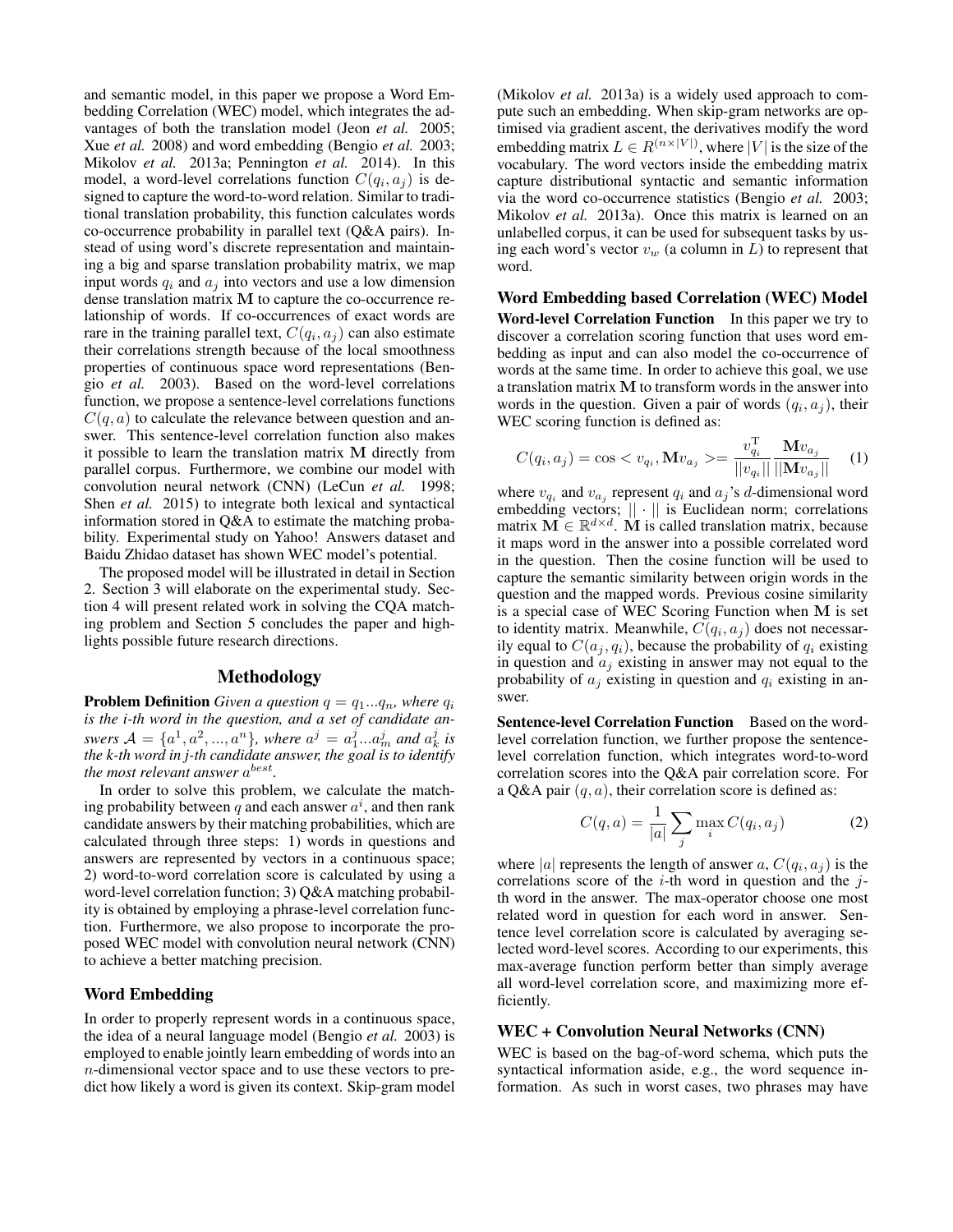and semantic model, in this paper we propose a Word Embedding Correlation (WEC) model, which integrates the advantages of both the translation model (Jeon *et al.* 2005; Xue *et al.* 2008) and word embedding (Bengio *et al.* 2003; Mikolov *et al.* 2013a; Pennington *et al.* 2014). In this model, a word-level correlations function $C(q_i, a_j)$ is designed to capture the word-to-word relation. Similar to traditional translation probability, this function calculates words co-occurrence probability in parallel text (Q&A pairs). Instead of using word's discrete representation and maintaining a big and sparse translation probability matrix, we map input words $q_i$ and $a_j$ into vectors and use a low dimension dense translation matrix $\mathbf{M}$ to capture the co-occurrence relationship of words. If co-occurrences of exact words are rare in the training parallel text, $C(q_i, a_j)$ can also estimate their correlations strength because of the local smoothness properties of continuous space word representations (Bengio *et al.* 2003). Based on the word-level correlations function, we propose a sentence-level correlations functions $C(q, a)$ to calculate the relevance between question and answer. This sentence-level correlation function also makes it possible to learn the translation matrix $\mathbf{M}$ directly from parallel corpus. Furthermore, we combine our model with convolution neural network (CNN) (LeCun *et al.* 1998; Shen *et al.* 2015) to integrate both lexical and syntactical information stored in Q&A to estimate the matching probability. Experimental study on Yahoo! Answers dataset and Baidu Zhidao dataset has shown WEC model's potential.

The proposed model will be illustrated in detail in Section 2. Section 3 will elaborate on the experimental study. Section 4 will present related work in solving the CQA matching problem and Section 5 concludes the paper and highlights possible future research directions.

## Methodology

**Problem Definition** *Given a question $q = q_1...q_n$, where $q_i$ is the i-th word in the question, and a set of candidate answers $\mathcal{A} = \{a^1, a^2, ..., a^n\}$, where $a^j = a^j_1...a^j_m$ and $a^j_k$ is the k-th word in j-th candidate answer, the goal is to identify the most relevant answer $a^{best}$.*

In order to solve this problem, we calculate the matching probability between $q$ and each answer $a^i$, and then rank candidate answers by their matching probabilities, which are calculated through three steps: 1) words in questions and answers are represented by vectors in a continuous space; 2) word-to-word correlation score is calculated by using a word-level correlation function; 3) Q&A matching probability is obtained by employing a phrase-level correlation function. Furthermore, we also propose to incorporate the proposed WEC model with convolution neural network (CNN) to achieve a better matching precision.

### Word Embedding

In order to properly represent words in a continuous space, the idea of a neural language model (Bengio *et al.* 2003) is employed to enable jointly learn embedding of words into an $n$-dimensional vector space and to use these vectors to predict how likely a word is given its context. Skip-gram model (Mikolov *et al.* 2013a) is a widely used approach to compute such an embedding. When skip-gram networks are optimised via gradient ascent, the derivatives modify the word embedding matrix $L \in R^{(n \times |V|)}$, where $|V|$ is the size of the vocabulary. The word vectors inside the embedding matrix capture distributional syntactic and semantic information via the word co-occurrence statistics (Bengio *et al.* 2003; Mikolov *et al.* 2013a). Once this matrix is learned on an unlabelled corpus, it can be used for subsequent tasks by using each word's vector $v_w$ (a column in $L$) to represent that word.

### Word Embedding based Correlation (WEC) Model

**Word-level Correlation Function** In this paper we try to discover a correlation scoring function that uses word embedding as input and can also model the co-occurrence of words at the same time. In order to achieve this goal, we use a translation matrix $\mathbf{M}$ to transform words in the answer into words in the question. Given a pair of words $(q_i, a_j)$, their WEC scoring function is defined as:

$$C(q_i, a_j) = \cos < v_{q_i}, \mathbf{M}v_{a_j} >= \frac{v_{q_i}^{\mathrm{T}}}{||v_{q_i}||} \frac{\mathbf{M}v_{a_j}}{||\mathbf{M}v_{a_j}||} \quad (1)$$

where $v_{q_i}$ and $v_{a_j}$ represent $q_i$ and $a_j$'s $d$-dimensional word embedding vectors; $|| \cdot ||$ is Euclidean norm; correlations matrix $\mathbf{M} \in \mathbb{R}^{d \times d}$. $\mathbf{M}$ is called translation matrix, because it maps word in the answer into a possible correlated word in the question. Then the cosine function will be used to capture the semantic similarity between origin words in the question and the mapped words. Previous cosine similarity is a special case of WEC Scoring Function when $\mathbf{M}$ is set to identity matrix. Meanwhile, $C(q_i, a_j)$ does not necessarily equal to $C(a_j, q_i)$, because the probability of $q_i$ existing in question and $a_j$ existing in answer may not equal to the probability of $a_j$ existing in question and $q_i$ existing in answer.

**Sentence-level Correlation Function** Based on the word-level correlation function, we further propose the sentence-level correlation function, which integrates word-to-word correlation scores into the Q&A pair correlation score. For a Q&A pair $(q, a)$, their correlation score is defined as:

$$C(q, a) = \frac{1}{|a|} \sum_j \max_i C(q_i, a_j) \quad (2)$$

where $|a|$ represents the length of answer $a$, $C(q_i, a_j)$ is the correlations score of the $i$-th word in question and the $j$-th word in the answer. The max-operator choose one most related word in question for each word in answer. Sentence level correlation score is calculated by averaging selected word-level scores. According to our experiments, this max-average function perform better than simply average all word-level correlation score, and maximizing more efficiently.

### WEC + Convolution Neural Networks (CNN)

WEC is based on the bag-of-word schema, which puts the syntactical information aside, e.g., the word sequence information. As such in worst cases, two phrases may have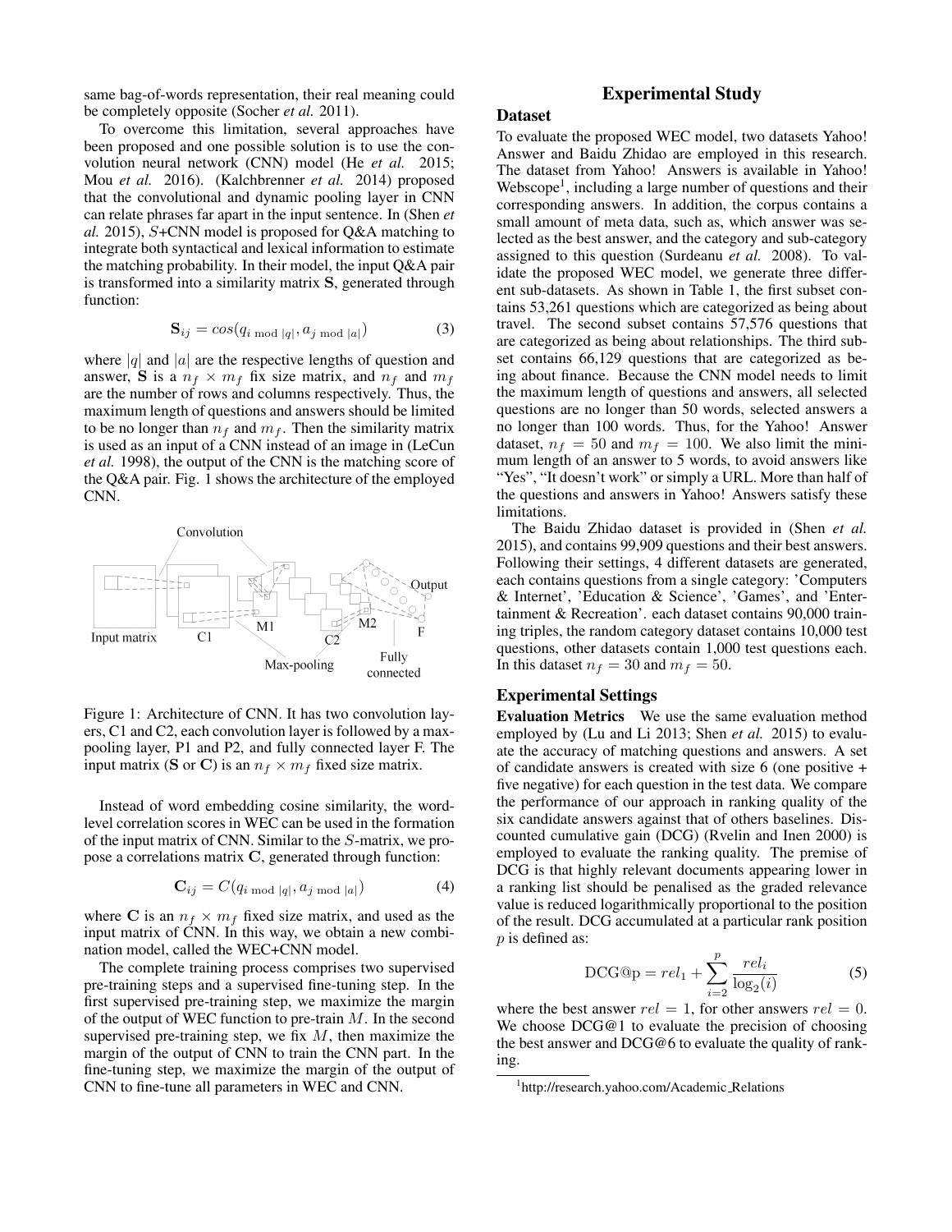same bag-of-words representation, their real meaning could be completely opposite (Socher *et al.* 2011).

To overcome this limitation, several approaches have been proposed and one possible solution is to use the convolution neural network (CNN) model (He *et al.* 2015; Mou *et al.* 2016). (Kalchbrenner *et al.* 2014) proposed that the convolutional and dynamic pooling layer in CNN can relate phrases far apart in the input sentence. In (Shen *et al.* 2015), $S$+CNN model is proposed for Q&A matching to integrate both syntactical and lexical information to estimate the matching probability. In their model, the input Q&A pair is transformed into a similarity matrix $\mathbf{S}$, generated through function:

$$\mathbf{S}_{ij} = cos(q_{i \bmod |q|}, a_{j \bmod |a|}) \tag{3}$$

where $|q|$ and $|a|$ are the respective lengths of question and answer, $\mathbf{S}$ is a $n_f \times m_f$ fix size matrix, and $n_f$ and $m_f$ are the number of rows and columns respectively. Thus, the maximum length of questions and answers should be limited to be no longer than $n_f$ and $m_f$. Then the similarity matrix is used as an input of a CNN instead of an image in (LeCun *et al.* 1998), the output of the CNN is the matching score of the Q&A pair. Fig. 1 shows the architecture of the employed CNN.

Figure 1: Architecture of CNN. It has two convolution layers, C1 and C2, each convolution layer is followed by a max-pooling layer, P1 and P2, and fully connected layer F. The input matrix ($\mathbf{S}$ or $\mathbf{C}$) is an $n_f \times m_f$ fixed size matrix.

Instead of word embedding cosine similarity, the word-level correlation scores in WEC can be used in the formation of the input matrix of CNN. Similar to the $S$-matrix, we propose a correlations matrix $\mathbf{C}$, generated through function:

$$\mathbf{C}_{ij} = C(q_{i \bmod |q|}, a_{j \bmod |a|}) \tag{4}$$

where $\mathbf{C}$ is an $n_f \times m_f$ fixed size matrix, and used as the input matrix of CNN. In this way, we obtain a new combination model, called the WEC+CNN model.

The complete training process comprises two supervised pre-training steps and a supervised fine-tuning step. In the first supervised pre-training step, we maximize the margin of the output of WEC function to pre-train $M$. In the second supervised pre-training step, we fix $M$, then maximize the margin of the output of CNN to train the CNN part. In the fine-tuning step, we maximize the margin of the output of CNN to fine-tune all parameters in WEC and CNN.

# Experimental Study

## Dataset

To evaluate the proposed WEC model, two datasets Yahoo! Answer and Baidu Zhidao are employed in this research. The dataset from Yahoo! Answers is available in Yahoo! Webscope[1], including a large number of questions and their corresponding answers. In addition, the corpus contains a small amount of meta data, such as, which answer was selected as the best answer, and the category and sub-category assigned to this question (Surdeanu *et al.* 2008). To validate the proposed WEC model, we generate three different sub-datasets. As shown in Table 1, the first subset contains 53,261 questions which are categorized as being about travel. The second subset contains 57,576 questions that are categorized as being about relationships. The third subset contains 66,129 questions that are categorized as being about finance. Because the CNN model needs to limit the maximum length of questions and answers, all selected questions are no longer than 50 words, selected answers a no longer than 100 words. Thus, for the Yahoo! Answer dataset, $n_f = 50$ and $m_f = 100$. We also limit the minimum length of an answer to 5 words, to avoid answers like "Yes", "It doesn't work" or simply a URL. More than half of the questions and answers in Yahoo! Answers satisfy these limitations.

The Baidu Zhidao dataset is provided in (Shen *et al.* 2015), and contains 99,909 questions and their best answers. Following their settings, 4 different datasets are generated, each contains questions from a single category: 'Computers & Internet', 'Education & Science', 'Games', and 'Entertainment & Recreation'. each dataset contains 90,000 training triples, the random category dataset contains 10,000 test questions, other datasets contain 1,000 test questions each. In this dataset $n_f = 30$ and $m_f = 50$.

## Experimental Settings

**Evaluation Metrics** We use the same evaluation method employed by (Lu and Li 2013; Shen *et al.* 2015) to evaluate the accuracy of matching questions and answers. A set of candidate answers is created with size 6 (one positive + five negative) for each question in the test data. We compare the performance of our approach in ranking quality of the six candidate answers against that of others baselines. Discounted cumulative gain (DCG) (Rvelin and Inen 2000) is employed to evaluate the ranking quality. The premise of DCG is that highly relevant documents appearing lower in a ranking list should be penalised as the graded relevance value is reduced logarithmically proportional to the position of the result. DCG accumulated at a particular rank position $p$ is defined as:

$$\text{DCG@p} = rel_1 + \sum_{i=2}^{p} \frac{rel_i}{\log_2(i)} \tag{5}$$

where the best answer $rel = 1$, for other answers $rel = 0$. We choose DCG@1 to evaluate the precision of choosing the best answer and DCG@6 to evaluate the quality of ranking.

[1] http://research.yahoo.com/Academic_Relations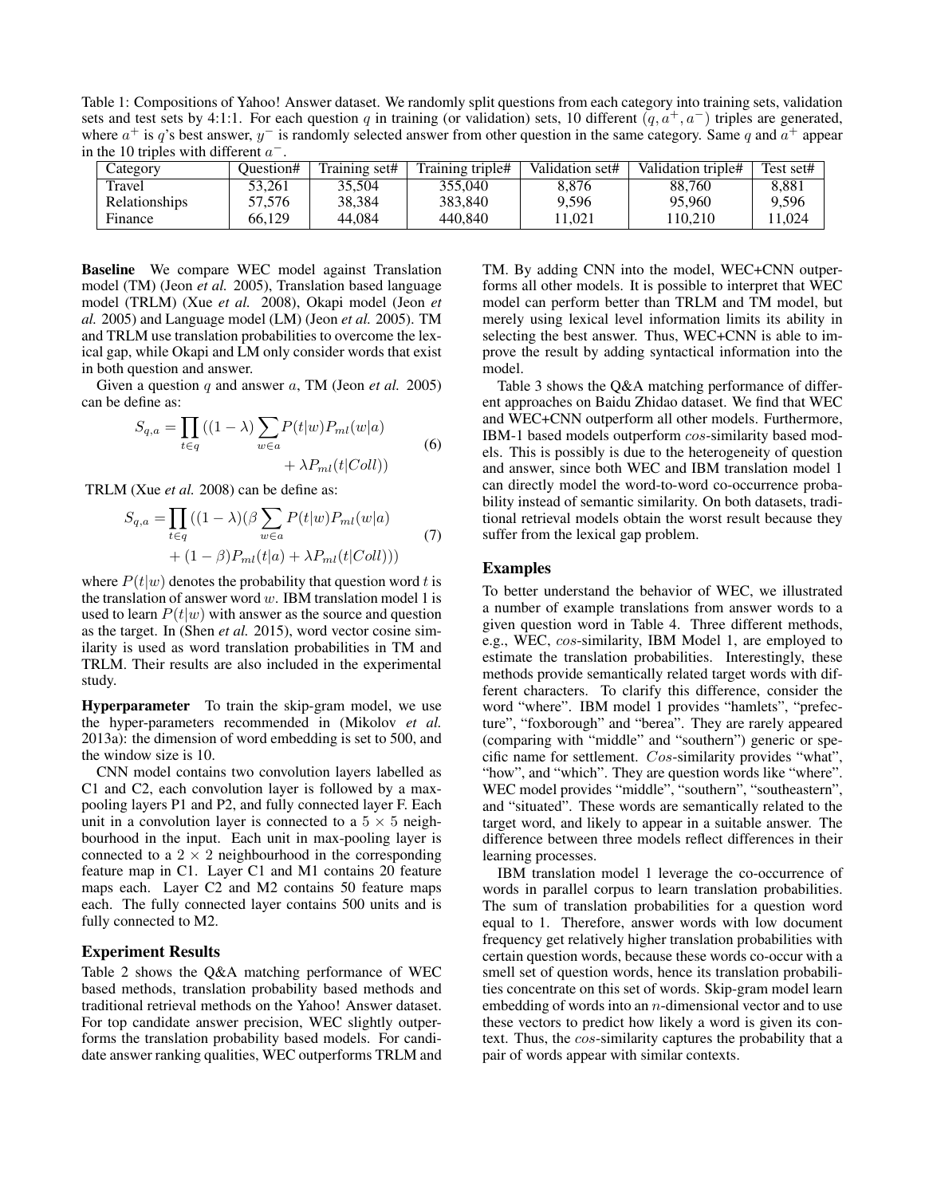Table 1: Compositions of Yahoo! Answer dataset. We randomly split questions from each category into training sets, validation sets and test sets by 4:1:1. For each question $q$ in training (or validation) sets, 10 different $(q, a^+, a^-)$ triples are generated, where $a^+$ is $q$'s best answer, $y^-$ is randomly selected answer from other question in the same category. Same $q$ and $a^+$ appear in the 10 triples with different $a^-$.

| Category | Question# | Training set# | Training triple# | Validation set# | Validation triple# | Test set# |
|---|---|---|---|---|---|---|
| Travel | 53,261 | 35,504 | 355,040 | 8,876 | 88,760 | 8,881 |
| Relationships | 57,576 | 38,384 | 383,840 | 9,596 | 95,960 | 9,596 |
| Finance | 66,129 | 44,084 | 440,840 | 11,021 | 110,210 | 11,024 |

**Baseline** We compare WEC model against Translation model (TM) (Jeon *et al.* 2005), Translation based language model (TRLM) (Xue *et al.* 2008), Okapi model (Jeon *et al.* 2005) and Language model (LM) (Jeon *et al.* 2005). TM and TRLM use translation probabilities to overcome the lexical gap, while Okapi and LM only consider words that exist in both question and answer.

Given a question $q$ and answer $a$, TM (Jeon *et al.* 2005) can be define as:

$$S_{q,a} = \prod_{t \in q} ((1-\lambda) \sum_{w \in a} P(t|w) P_{ml}(w|a) + \lambda P_{ml}(t|Coll)) \tag{6}$$

TRLM (Xue *et al.* 2008) can be define as:

$$S_{q,a} = \prod_{t \in q} ((1-\lambda)(\beta \sum_{w \in a} P(t|w) P_{ml}(w|a) + (1-\beta) P_{ml}(t|a) + \lambda P_{ml}(t|Coll))) \tag{7}$$

where $P(t|w)$ denotes the probability that question word $t$ is the translation of answer word $w$. IBM translation model 1 is used to learn $P(t|w)$ with answer as the source and question as the target. In (Shen *et al.* 2015), word vector cosine similarity is used as word translation probabilities in TM and TRLM. Their results are also included in the experimental study.

**Hyperparameter** To train the skip-gram model, we use the hyper-parameters recommended in (Mikolov *et al.* 2013a): the dimension of word embedding is set to 500, and the window size is 10.

CNN model contains two convolution layers labelled as C1 and C2, each convolution layer is followed by a max-pooling layers P1 and P2, and fully connected layer F. Each unit in a convolution layer is connected to a $5 \times 5$ neighbourhood in the input. Each unit in max-pooling layer is connected to a $2 \times 2$ neighbourhood in the corresponding feature map in C1. Layer C1 and M1 contains 20 feature maps each. Layer C2 and M2 contains 50 feature maps each. The fully connected layer contains 500 units and is fully connected to M2.

### Experiment Results

Table 2 shows the Q&A matching performance of WEC based methods, translation probability based methods and traditional retrieval methods on the Yahoo! Answer dataset. For top candidate answer precision, WEC slightly outperforms the translation probability based models. For candidate answer ranking qualities, WEC outperforms TRLM and TM. By adding CNN into the model, WEC+CNN outperforms all other models. It is possible to interpret that WEC model can perform better than TRLM and TM model, but merely using lexical level information limits its ability in selecting the best answer. Thus, WEC+CNN is able to improve the result by adding syntactical information into the model.

Table 3 shows the Q&A matching performance of different approaches on Baidu Zhidao dataset. We find that WEC and WEC+CNN outperform all other models. Furthermore, IBM-1 based models outperform $cos$-similareity based models. This is possibly is due to the heterogeneity of question and answer, since both WEC and IBM translation model 1 can directly model the word-to-word co-occurrence probability instead of semantic similarity. On both datasets, traditional retrieval models obtain the worst result because they suffer from the lexical gap problem.

### Examples

To better understand the behavior of WEC, we illustrated a number of example translations from answer words to a given question word in Table 4. Three different methods, e.g., WEC, $cos$-similarity, IBM Model 1, are employed to estimate the translation probabilities. Interestingly, these methods provide semantically related target words with different characters. To clarify this difference, consider the word "where". IBM model 1 provides "hamlets", "prefecture", "foxborough" and "berea". They are rarely appeared (comparing with "middle" and "southern") generic or specific name for settlement. $Cos$-similarity provides "what", "how", and "which". They are question words like "where". WEC model provides "middle", "southern", "southeastern", and "situated". These words are semantically related to the target word, and likely to appear in a suitable answer. The difference between three models reflect differences in their learning processes.

IBM translation model 1 leverage the co-occurrence of words in parallel corpus to learn translation probabilities. The sum of translation probabilities for a question word equal to 1. Therefore, answer words with low document frequency get relatively higher translation probabilities with certain question words, because these words co-occur with a smell set of question words, hence its translation probabilities concentrate on this set of words. Skip-gram model learn embedding of words into an $n$-dimensional vector and to use these vectors to predict how likely a word is given its context. Thus, the $cos$-similarity captures the probability that a pair of words appear with similar contexts.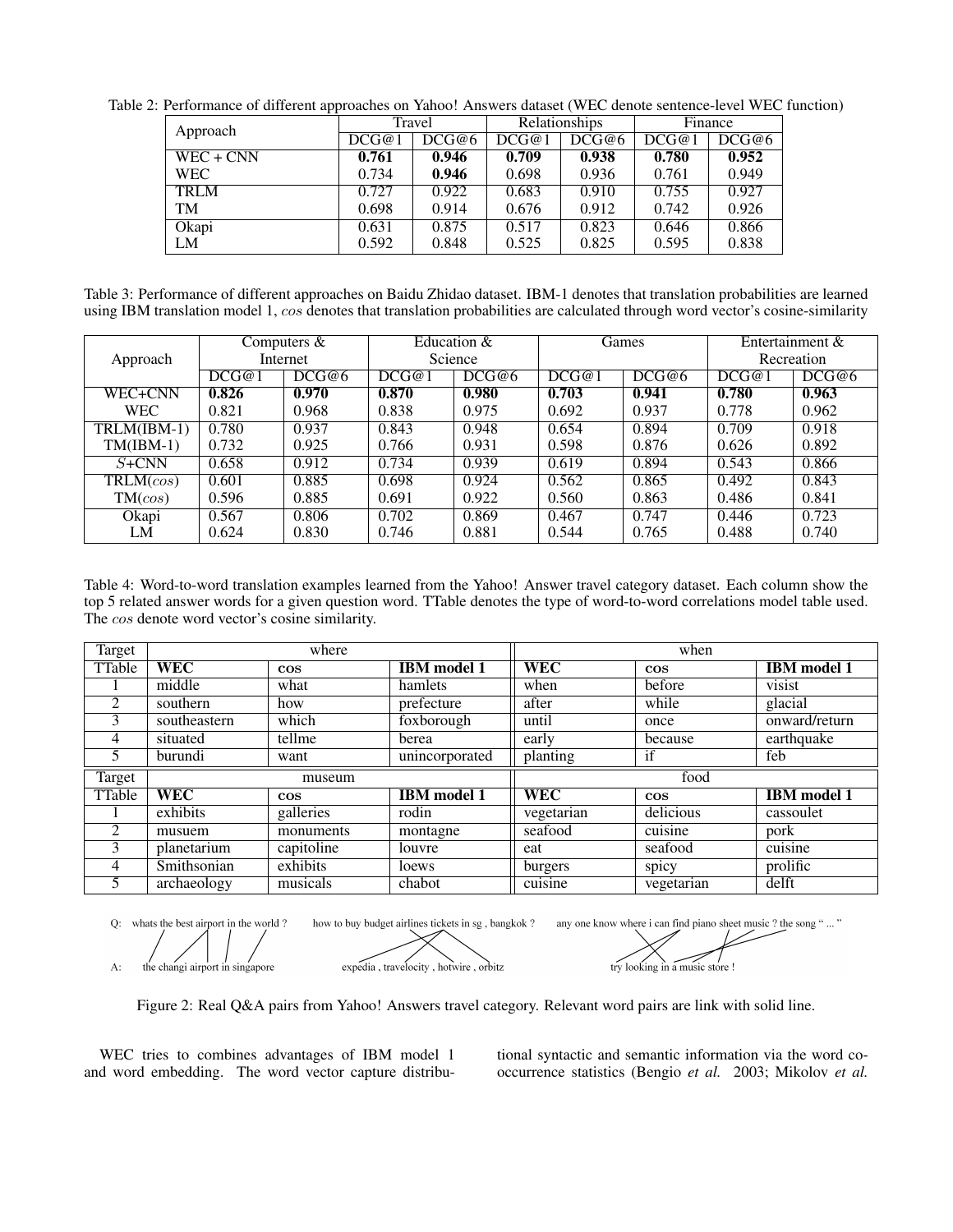Table 2: Performance of different approaches on Yahoo! Answers dataset (WEC denote sentence-level WEC function)

| Approach | Travel | | Relationships | | Finance | |
|---|---|---|---|---|---|---|
| | DCG@1 | DCG@6 | DCG@1 | DCG@6 | DCG@1 | DCG@6 |
| WEC + CNN | **0.761** | **0.946** | **0.709** | **0.938** | **0.780** | **0.952** |
| WEC | 0.734 | **0.946** | 0.698 | 0.936 | 0.761 | 0.949 |
| TRLM | 0.727 | 0.922 | 0.683 | 0.910 | 0.755 | 0.927 |
| TM | 0.698 | 0.914 | 0.676 | 0.912 | 0.742 | 0.926 |
| Okapi | 0.631 | 0.875 | 0.517 | 0.823 | 0.646 | 0.866 |
| LM | 0.592 | 0.848 | 0.525 | 0.825 | 0.595 | 0.838 |

Table 3: Performance of different approaches on Baidu Zhidao dataset. IBM-1 denotes that translation probabilities are learned using IBM translation model 1, *cos* denotes that translation probabilities are calculated through word vector's cosine-similarity

| Approach | Computers & Internet | | Education & Science | | Games | | Entertainment & Recreation | |
|---|---|---|---|---|---|---|---|---|
| | DCG@1 | DCG@6 | DCG@1 | DCG@6 | DCG@1 | DCG@6 | DCG@1 | DCG@6 |
| WEC+CNN | **0.826** | **0.970** | **0.870** | **0.980** | **0.703** | **0.941** | **0.780** | **0.963** |
| WEC | 0.821 | 0.968 | 0.838 | 0.975 | 0.692 | 0.937 | 0.778 | 0.962 |
| TRLM(IBM-1) | 0.780 | 0.937 | 0.843 | 0.948 | 0.654 | 0.894 | 0.709 | 0.918 |
| TM(IBM-1) | 0.732 | 0.925 | 0.766 | 0.931 | 0.598 | 0.876 | 0.626 | 0.892 |
| $S$+CNN | 0.658 | 0.912 | 0.734 | 0.939 | 0.619 | 0.894 | 0.543 | 0.866 |
| TRLM($cos$) | 0.601 | 0.885 | 0.698 | 0.924 | 0.562 | 0.865 | 0.492 | 0.843 |
| TM($cos$) | 0.596 | 0.885 | 0.691 | 0.922 | 0.560 | 0.863 | 0.486 | 0.841 |
| Okapi | 0.567 | 0.806 | 0.702 | 0.869 | 0.467 | 0.747 | 0.446 | 0.723 |
| LM | 0.624 | 0.830 | 0.746 | 0.881 | 0.544 | 0.765 | 0.488 | 0.740 |

Table 4: Word-to-word translation examples learned from the Yahoo! Answer travel category dataset. Each column show the top 5 related answer words for a given question word. TTable denotes the type of word-to-word correlations model table used. The *cos* denote word vector's cosine similarity.

| Target | where | | | when | | |
|---|---|---|---|---|---|---|
| TTable | **WEC** | **cos** | **IBM model 1** | **WEC** | **cos** | **IBM model 1** |
| 1 | middle | what | hamlets | when | before | visist |
| 2 | southern | how | prefecture | after | while | glacial |
| 3 | southeastern | which | foxborough | until | once | onward/return |
| 4 | situated | tellme | berea | early | because | earthquake |
| 5 | burundi | want | unincorporated | planting | if | feb |
| **Target** | **museum** | | | **food** | | |
| TTable | **WEC** | **cos** | **IBM model 1** | **WEC** | **cos** | **IBM model 1** |
| 1 | exhibits | galleries | rodin | vegetarian | delicious | cassoulet |
| 2 | musuem | monuments | montagne | seafood | cuisine | pork |
| 3 | planetarium | capitoline | louvre | eat | seafood | cuisine |
| 4 | Smithsonian | exhibits | loews | burgers | spicy | prolific |
| 5 | archaeology | musicals | chabot | cuisine | vegetarian | delft |

Q: whats the best airport in the world ? — A: the changi airport in singapore

Q: how to buy budget airlines tickets in sg , bangkok ? — A: expedia , travelocity , hotwire , orbitz

Q: any one know where i can find piano sheet music ? the song " ... " — A: try looking in a music store !

Figure 2: Real Q&A pairs from Yahoo! Answers travel category. Relevant word pairs are link with solid line.

WEC tries to combines advantages of IBM model 1 and word embedding. The word vector capture distributional syntactic and semantic information via the word co-occurrence statistics (Bengio *et al.* 2003; Mikolov *et al.*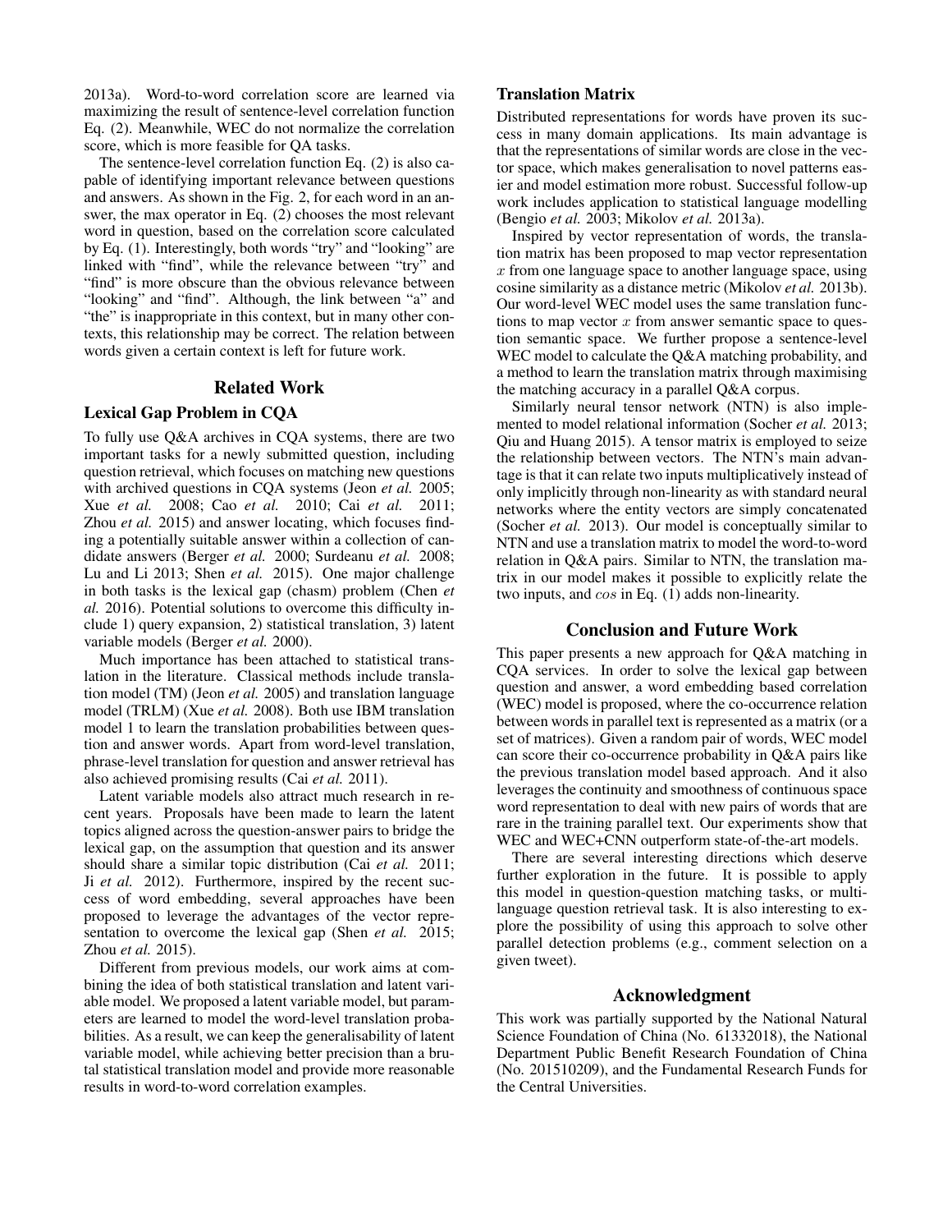2013a). Word-to-word correlation score are learned via maximizing the result of sentence-level correlation function Eq. (2). Meanwhile, WEC do not normalize the correlation score, which is more feasible for QA tasks.

The sentence-level correlation function Eq. (2) is also capable of identifying important relevance between questions and answers. As shown in the Fig. 2, for each word in an answer, the max operator in Eq. (2) chooses the most relevant word in question, based on the correlation score calculated by Eq. (1). Interestingly, both words "try" and "looking" are linked with "find", while the relevance between "try" and "find" is more obscure than the obvious relevance between "looking" and "find". Although, the link between "a" and "the" is inappropriate in this context, but in many other contexts, this relationship may be correct. The relation between words given a certain context is left for future work.

## Related Work

### Lexical Gap Problem in CQA

To fully use Q&A archives in CQA systems, there are two important tasks for a newly submitted question, including question retrieval, which focuses on matching new questions with archived questions in CQA systems (Jeon *et al.* 2005; Xue *et al.* 2008; Cao *et al.* 2010; Cai *et al.* 2011; Zhou *et al.* 2015) and answer locating, which focuses finding a potentially suitable answer within a collection of candidate answers (Berger *et al.* 2000; Surdeanu *et al.* 2008; Lu and Li 2013; Shen *et al.* 2015). One major challenge in both tasks is the lexical gap (chasm) problem (Chen *et al.* 2016). Potential solutions to overcome this difficulty include 1) query expansion, 2) statistical translation, 3) latent variable models (Berger *et al.* 2000).

Much importance has been attached to statistical translation in the literature. Classical methods include translation model (TM) (Jeon *et al.* 2005) and translation language model (TRLM) (Xue *et al.* 2008). Both use IBM translation model 1 to learn the translation probabilities between question and answer words. Apart from word-level translation, phrase-level translation for question and answer retrieval has also achieved promising results (Cai *et al.* 2011).

Latent variable models also attract much research in recent years. Proposals have been made to learn the latent topics aligned across the question-answer pairs to bridge the lexical gap, on the assumption that question and its answer should share a similar topic distribution (Cai *et al.* 2011; Ji *et al.* 2012). Furthermore, inspired by the recent success of word embedding, several approaches have been proposed to leverage the advantages of the vector representation to overcome the lexical gap (Shen *et al.* 2015; Zhou *et al.* 2015).

Different from previous models, our work aims at combining the idea of both statistical translation and latent variable model. We proposed a latent variable model, but parameters are learned to model the word-level translation probabilities. As a result, we can keep the generalisability of latent variable model, while achieving better precision than a brutal statistical translation model and provide more reasonable results in word-to-word correlation examples.

### Translation Matrix

Distributed representations for words have proven its success in many domain applications. Its main advantage is that the representations of similar words are close in the vector space, which makes generalisation to novel patterns easier and model estimation more robust. Successful follow-up work includes application to statistical language modelling (Bengio *et al.* 2003; Mikolov *et al.* 2013a).

Inspired by vector representation of words, the translation matrix has been proposed to map vector representation $x$ from one language space to another language space, using cosine similarity as a distance metric (Mikolov *et al.* 2013b). Our word-level WEC model uses the same translation functions to map vector $x$ from answer semantic space to question semantic space. We further propose a sentence-level WEC model to calculate the Q&A matching probability, and a method to learn the translation matrix through maximising the matching accuracy in a parallel Q&A corpus.

Similarly neural tensor network (NTN) is also implemented to model relational information (Socher *et al.* 2013; Qiu and Huang 2015). A tensor matrix is employed to seize the relationship between vectors. The NTN's main advantage is that it can relate two inputs multiplicatively instead of only implicitly through non-linearity as with standard neural networks where the entity vectors are simply concatenated (Socher *et al.* 2013). Our model is conceptually similar to NTN and use a translation matrix to model the word-to-word relation in Q&A pairs. Similar to NTN, the translation matrix in our model makes it possible to explicitly relate the two inputs, and $cos$ in Eq. (1) adds non-linearity.

## Conclusion and Future Work

This paper presents a new approach for Q&A matching in CQA services. In order to solve the lexical gap between question and answer, a word embedding based correlation (WEC) model is proposed, where the co-occurrence relation between words in parallel text is represented as a matrix (or a set of matrices). Given a random pair of words, WEC model can score their co-occurrence probability in Q&A pairs like the previous translation model based approach. And it also leverages the continuity and smoothness of continuous space word representation to deal with new pairs of words that are rare in the training parallel text. Our experiments show that WEC and WEC+CNN outperform state-of-the-art models.

There are several interesting directions which deserve further exploration in the future. It is possible to apply this model in question-question matching tasks, or multi-language question retrieval task. It is also interesting to explore the possibility of using this approach to solve other parallel detection problems (e.g., comment selection on a given tweet).

## Acknowledgment

This work was partially supported by the National Natural Science Foundation of China (No. 61332018), the National Department Public Benefit Research Foundation of China (No. 201510209), and the Fundamental Research Funds for the Central Universities.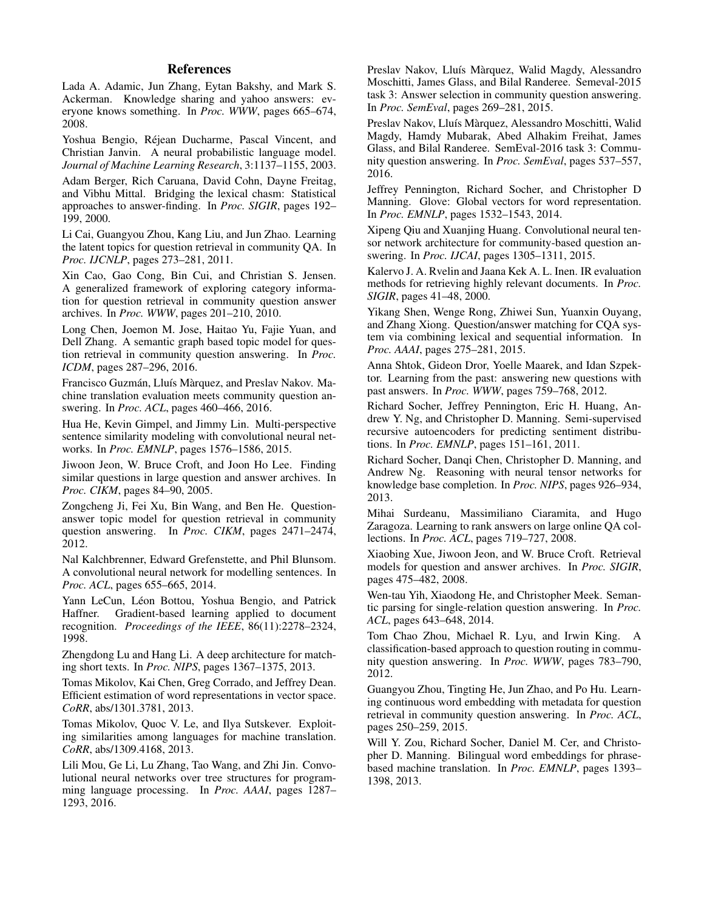## References

Lada A. Adamic, Jun Zhang, Eytan Bakshy, and Mark S. Ackerman. Knowledge sharing and yahoo answers: everyone knows something. In *Proc. WWW*, pages 665–674, 2008.

Yoshua Bengio, Réjean Ducharme, Pascal Vincent, and Christian Janvin. A neural probabilistic language model. *Journal of Machine Learning Research*, 3:1137–1155, 2003.

Adam Berger, Rich Caruana, David Cohn, Dayne Freitag, and Vibhu Mittal. Bridging the lexical chasm: Statistical approaches to answer-finding. In *Proc. SIGIR*, pages 192–199, 2000.

Li Cai, Guangyou Zhou, Kang Liu, and Jun Zhao. Learning the latent topics for question retrieval in community QA. In *Proc. IJCNLP*, pages 273–281, 2011.

Xin Cao, Gao Cong, Bin Cui, and Christian S. Jensen. A generalized framework of exploring category information for question retrieval in community question answer archives. In *Proc. WWW*, pages 201–210, 2010.

Long Chen, Joemon M. Jose, Haitao Yu, Fajie Yuan, and Dell Zhang. A semantic graph based topic model for question retrieval in community question answering. In *Proc. ICDM*, pages 287–296, 2016.

Francisco Guzmán, Lluís Màrquez, and Preslav Nakov. Machine translation evaluation meets community question answering. In *Proc. ACL*, pages 460–466, 2016.

Hua He, Kevin Gimpel, and Jimmy Lin. Multi-perspective sentence similarity modeling with convolutional neural networks. In *Proc. EMNLP*, pages 1576–1586, 2015.

Jiwoon Jeon, W. Bruce Croft, and Joon Ho Lee. Finding similar questions in large question and answer archives. In *Proc. CIKM*, pages 84–90, 2005.

Zongcheng Ji, Fei Xu, Bin Wang, and Ben He. Question-answer topic model for question retrieval in community question answering. In *Proc. CIKM*, pages 2471–2474, 2012.

Nal Kalchbrenner, Edward Grefenstette, and Phil Blunsom. A convolutional neural network for modelling sentences. In *Proc. ACL*, pages 655–665, 2014.

Yann LeCun, Léon Bottou, Yoshua Bengio, and Patrick Haffner. Gradient-based learning applied to document recognition. *Proceedings of the IEEE*, 86(11):2278–2324, 1998.

Zhengdong Lu and Hang Li. A deep architecture for matching short texts. In *Proc. NIPS*, pages 1367–1375, 2013.

Tomas Mikolov, Kai Chen, Greg Corrado, and Jeffrey Dean. Efficient estimation of word representations in vector space. *CoRR*, abs/1301.3781, 2013.

Tomas Mikolov, Quoc V. Le, and Ilya Sutskever. Exploiting similarities among languages for machine translation. *CoRR*, abs/1309.4168, 2013.

Lili Mou, Ge Li, Lu Zhang, Tao Wang, and Zhi Jin. Convolutional neural networks over tree structures for programming language processing. In *Proc. AAAI*, pages 1287–1293, 2016.

Preslav Nakov, Lluís Màrquez, Walid Magdy, Alessandro Moschitti, James Glass, and Bilal Randeree. Semeval-2015 task 3: Answer selection in community question answering. In *Proc. SemEval*, pages 269–281, 2015.

Preslav Nakov, Lluís Màrquez, Alessandro Moschitti, Walid Magdy, Hamdy Mubarak, Abed Alhakim Freihat, James Glass, and Bilal Randeree. SemEval-2016 task 3: Community question answering. In *Proc. SemEval*, pages 537–557, 2016.

Jeffrey Pennington, Richard Socher, and Christopher D Manning. Glove: Global vectors for word representation. In *Proc. EMNLP*, pages 1532–1543, 2014.

Xipeng Qiu and Xuanjing Huang. Convolutional neural tensor network architecture for community-based question answering. In *Proc. IJCAI*, pages 1305–1311, 2015.

Kalervo J. A. Rvelin and Jaana Kek A. L. Inen. IR evaluation methods for retrieving highly relevant documents. In *Proc. SIGIR*, pages 41–48, 2000.

Yikang Shen, Wenge Rong, Zhiwei Sun, Yuanxin Ouyang, and Zhang Xiong. Question/answer matching for CQA system via combining lexical and sequential information. In *Proc. AAAI*, pages 275–281, 2015.

Anna Shtok, Gideon Dror, Yoelle Maarek, and Idan Szpektor. Learning from the past: answering new questions with past answers. In *Proc. WWW*, pages 759–768, 2012.

Richard Socher, Jeffrey Pennington, Eric H. Huang, Andrew Y. Ng, and Christopher D. Manning. Semi-supervised recursive autoencoders for predicting sentiment distributions. In *Proc. EMNLP*, pages 151–161, 2011.

Richard Socher, Danqi Chen, Christopher D. Manning, and Andrew Ng. Reasoning with neural tensor networks for knowledge base completion. In *Proc. NIPS*, pages 926–934, 2013.

Mihai Surdeanu, Massimiliano Ciaramita, and Hugo Zaragoza. Learning to rank answers on large online QA collections. In *Proc. ACL*, pages 719–727, 2008.

Xiaobing Xue, Jiwoon Jeon, and W. Bruce Croft. Retrieval models for question and answer archives. In *Proc. SIGIR*, pages 475–482, 2008.

Wen-tau Yih, Xiaodong He, and Christopher Meek. Semantic parsing for single-relation question answering. In *Proc. ACL*, pages 643–648, 2014.

Tom Chao Zhou, Michael R. Lyu, and Irwin King. A classification-based approach to question routing in community question answering. In *Proc. WWW*, pages 783–790, 2012.

Guangyou Zhou, Tingting He, Jun Zhao, and Po Hu. Learning continuous word embedding with metadata for question retrieval in community question answering. In *Proc. ACL*, pages 250–259, 2015.

Will Y. Zou, Richard Socher, Daniel M. Cer, and Christopher D. Manning. Bilingual word embeddings for phrase-based machine translation. In *Proc. EMNLP*, pages 1393–1398, 2013.